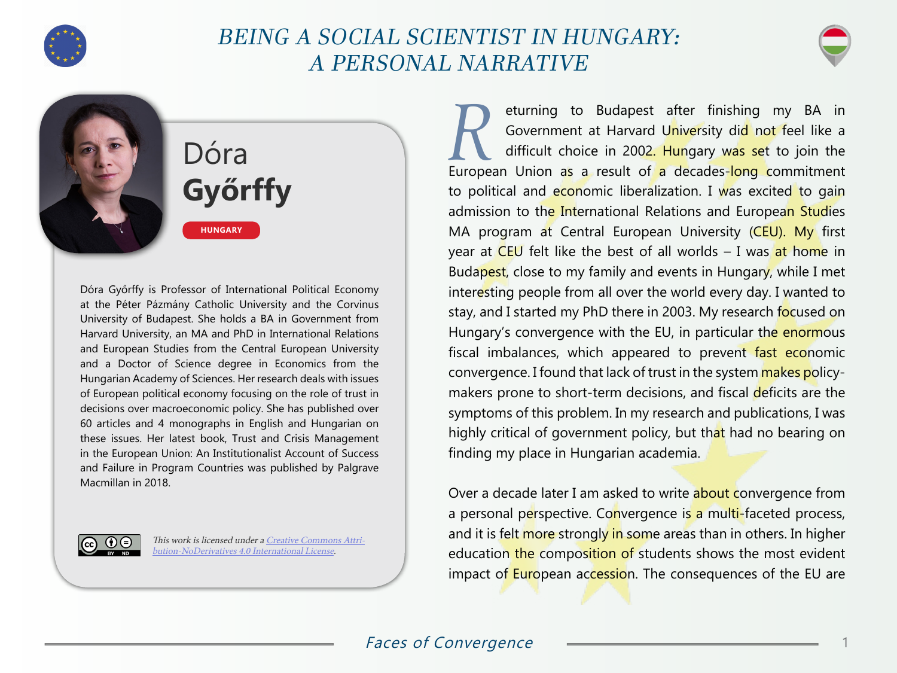# BEING A SOCIAL SCIENTIST IN HUNGARY: A PERSONAL NARRATIVE

## Dóra Győrffy

**HUNGARY**

Dóra Győrffy is Professor of International Political Economy at the Péter Pázmány Catholic University and the Corvinus University of Budapest. She holds a BA in Government from Harvard University, an MA and PhD in International Relations and European Studies from the Central European University and a Doctor of Science degree in Economics from the Hungarian Academy of Sciences. Her research deals with issues of European political economy focusing on the role of trust in decisions over macroeconomic policy. She has published over 60 articles and 4 monographs in English and Hungarian on these issues. Her latest book, Trust and Crisis Management in the European Union: An Institutionalist Account of Success and Failure in Program Countries was published by Palgrave Macmillan in 2018.

*This work is licensed under a Creative Commons Attribution-NoDerivatives 4.0 International License.*

Returning to Budapest after finishing my BA in Government at Harvard University did not feel like a difficult choice in 2002. Hungary was set to join the European Union as a result of a decades-long commitment to political and economic liberalization. I was excited to gain admission to the International Relations and European Studies MA program at Central European University (CEU). My first year at CEU felt like the best of all worlds – I was at home in Budapest, close to my family and events in Hungary, while I met interesting people from all over the world every day. I wanted to stay, and I started my PhD there in 2003. My research focused on Hungary's convergence with the EU, in particular the enormous fiscal imbalances, which appeared to prevent fast economic convergence. I found that lack of trust in the system makes policy-makers prone to short-term decisions, and fiscal deficits are the symptoms of this problem. In my research and publications, I was highly critical of government policy, but that had no bearing on finding my place in Hungarian academia.

Over a decade later I am asked to write about convergence from a personal perspective. Convergence is a multi-faceted process, and it is felt more strongly in some areas than in others. In higher education the composition of students shows the most evident impact of European accession. The consequences of the EU are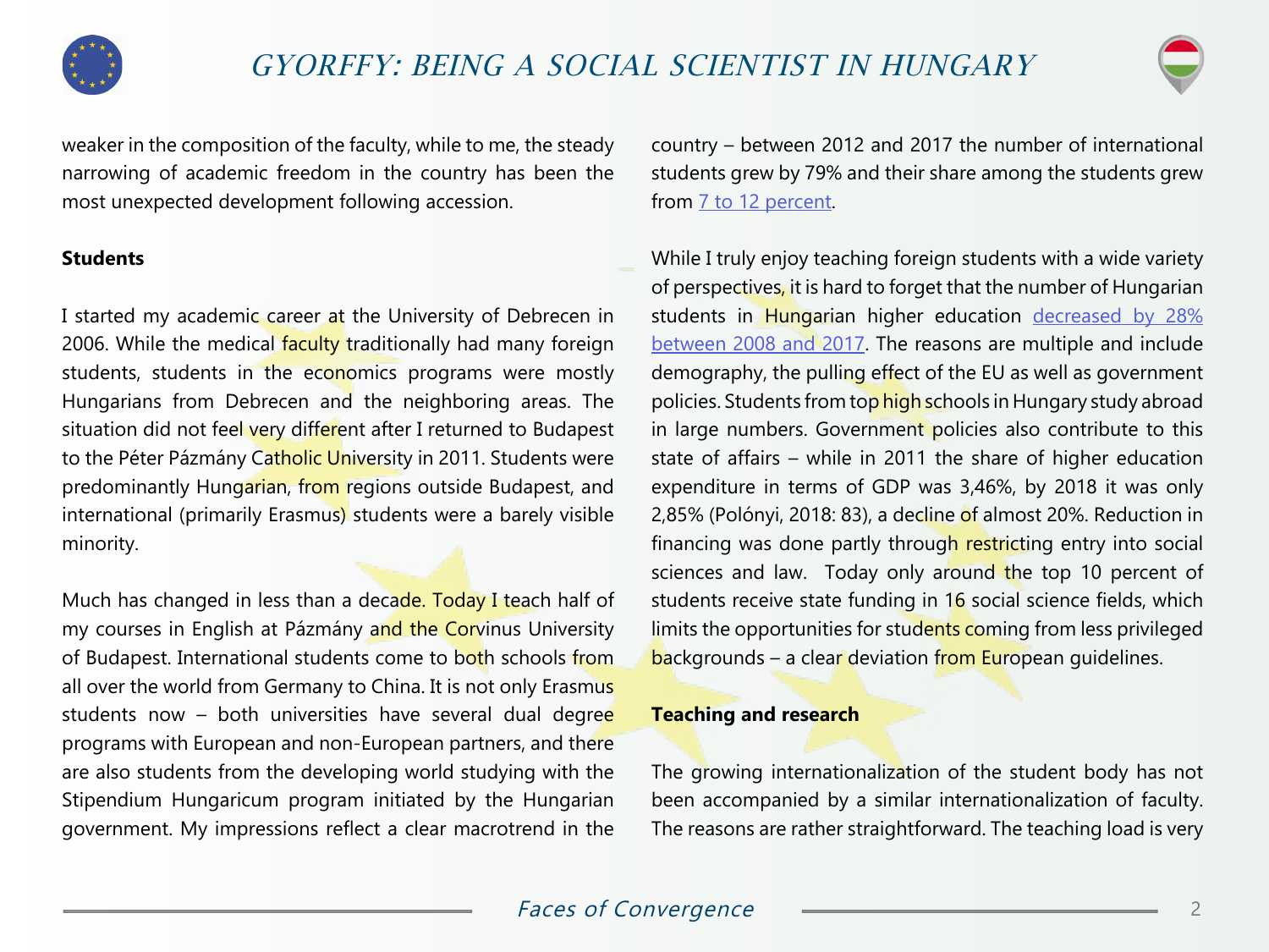weaker in the composition of the faculty, while to me, the steady narrowing of academic freedom in the country has been the most unexpected development following accession.

**Students**

I started my academic career at the University of Debrecen in 2006. While the medical faculty traditionally had many foreign students, students in the economics programs were mostly Hungarians from Debrecen and the neighboring areas. The situation did not feel very different after I returned to Budapest to the Péter Pázmány Catholic University in 2011. Students were predominantly Hungarian, from regions outside Budapest, and international (primarily Erasmus) students were a barely visible minority.

Much has changed in less than a decade. Today I teach half of my courses in English at Pázmány and the Corvinus University of Budapest. International students come to both schools from all over the world from Germany to China. It is not only Erasmus students now – both universities have several dual degree programs with European and non-European partners, and there are also students from the developing world studying with the Stipendium Hungaricum program initiated by the Hungarian government. My impressions reflect a clear macrotrend in the country – between 2012 and 2017 the number of international students grew by 79% and their share among the students grew from 7 to 12 percent.

While I truly enjoy teaching foreign students with a wide variety of perspectives, it is hard to forget that the number of Hungarian students in Hungarian higher education decreased by 28% between 2008 and 2017. The reasons are multiple and include demography, the pulling effect of the EU as well as government policies. Students from top high schools in Hungary study abroad in large numbers. Government policies also contribute to this state of affairs – while in 2011 the share of higher education expenditure in terms of GDP was 3,46%, by 2018 it was only 2,85% (Polónyi, 2018: 83), a decline of almost 20%. Reduction in financing was done partly through restricting entry into social sciences and law. Today only around the top 10 percent of students receive state funding in 16 social science fields, which limits the opportunities for students coming from less privileged backgrounds – a clear deviation from European guidelines.

**Teaching and research**

The growing internationalization of the student body has not been accompanied by a similar internationalization of faculty. The reasons are rather straightforward. The teaching load is very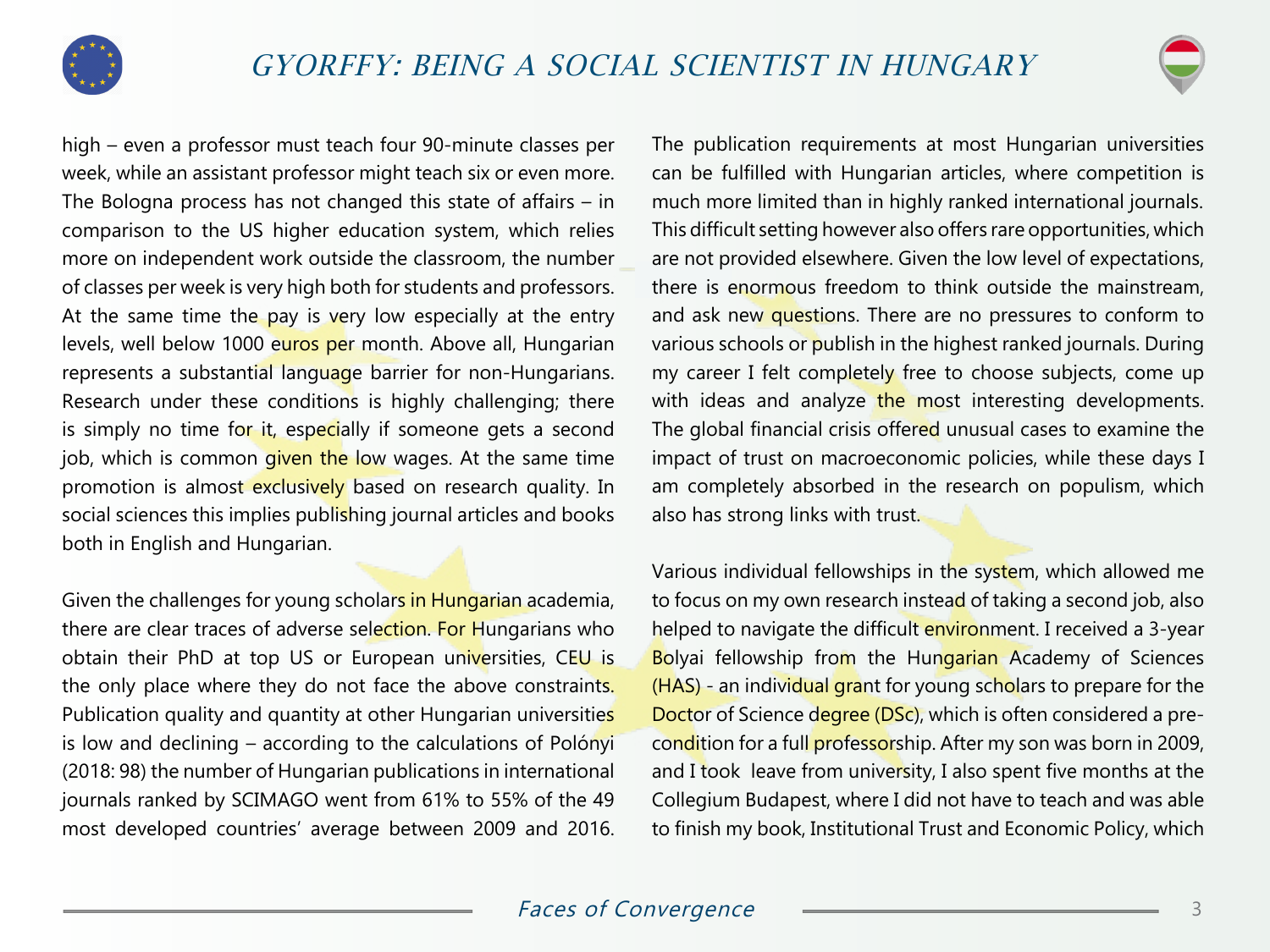high – even a professor must teach four 90-minute classes per week, while an assistant professor might teach six or even more. The Bologna process has not changed this state of affairs – in comparison to the US higher education system, which relies more on independent work outside the classroom, the number of classes per week is very high both for students and professors. At the same time the pay is very low especially at the entry levels, well below 1000 euros per month. Above all, Hungarian represents a substantial language barrier for non-Hungarians. Research under these conditions is highly challenging; there is simply no time for it, especially if someone gets a second job, which is common given the low wages. At the same time promotion is almost exclusively based on research quality. In social sciences this implies publishing journal articles and books both in English and Hungarian.

Given the challenges for young scholars in Hungarian academia, there are clear traces of adverse selection. For Hungarians who obtain their PhD at top US or European universities, CEU is the only place where they do not face the above constraints. Publication quality and quantity at other Hungarian universities is low and declining – according to the calculations of Polónyi (2018: 98) the number of Hungarian publications in international journals ranked by SCIMAGO went from 61% to 55% of the 49 most developed countries' average between 2009 and 2016. The publication requirements at most Hungarian universities can be fulfilled with Hungarian articles, where competition is much more limited than in highly ranked international journals. This difficult setting however also offers rare opportunities, which are not provided elsewhere. Given the low level of expectations, there is enormous freedom to think outside the mainstream, and ask new questions. There are no pressures to conform to various schools or publish in the highest ranked journals. During my career I felt completely free to choose subjects, come up with ideas and analyze the most interesting developments. The global financial crisis offered unusual cases to examine the impact of trust on macroeconomic policies, while these days I am completely absorbed in the research on populism, which also has strong links with trust.

Various individual fellowships in the system, which allowed me to focus on my own research instead of taking a second job, also helped to navigate the difficult environment. I received a 3-year Bolyai fellowship from the Hungarian Academy of Sciences (HAS) - an individual grant for young scholars to prepare for the Doctor of Science degree (DSc), which is often considered a pre-condition for a full professorship. After my son was born in 2009, and I took leave from university, I also spent five months at the Collegium Budapest, where I did not have to teach and was able to finish my book, Institutional Trust and Economic Policy, which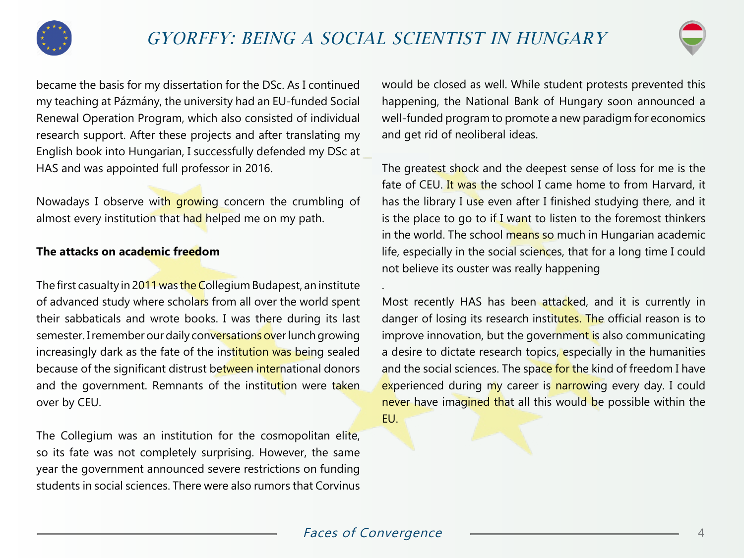became the basis for my dissertation for the DSc. As I continued my teaching at Pázmány, the university had an EU-funded Social Renewal Operation Program, which also consisted of individual research support. After these projects and after translating my English book into Hungarian, I successfully defended my DSc at HAS and was appointed full professor in 2016.

Nowadays I observe with growing concern the crumbling of almost every institution that had helped me on my path.

**The attacks on academic freedom**

The first casualty in 2011 was the Collegium Budapest, an institute of advanced study where scholars from all over the world spent their sabbaticals and wrote books. I was there during its last semester. I remember our daily conversations over lunch growing increasingly dark as the fate of the institution was being sealed because of the significant distrust between international donors and the government. Remnants of the institution were taken over by CEU.

The Collegium was an institution for the cosmopolitan elite, so its fate was not completely surprising. However, the same year the government announced severe restrictions on funding students in social sciences. There were also rumors that Corvinus would be closed as well. While student protests prevented this happening, the National Bank of Hungary soon announced a well-funded program to promote a new paradigm for economics and get rid of neoliberal ideas.

The greatest shock and the deepest sense of loss for me is the fate of CEU. It was the school I came home to from Harvard, it has the library I use even after I finished studying there, and it is the place to go to if I want to listen to the foremost thinkers in the world. The school means so much in Hungarian academic life, especially in the social sciences, that for a long time I could not believe its ouster was really happening

.

Most recently HAS has been attacked, and it is currently in danger of losing its research institutes. The official reason is to improve innovation, but the government is also communicating a desire to dictate research topics, especially in the humanities and the social sciences. The space for the kind of freedom I have experienced during my career is narrowing every day. I could never have imagined that all this would be possible within the EU.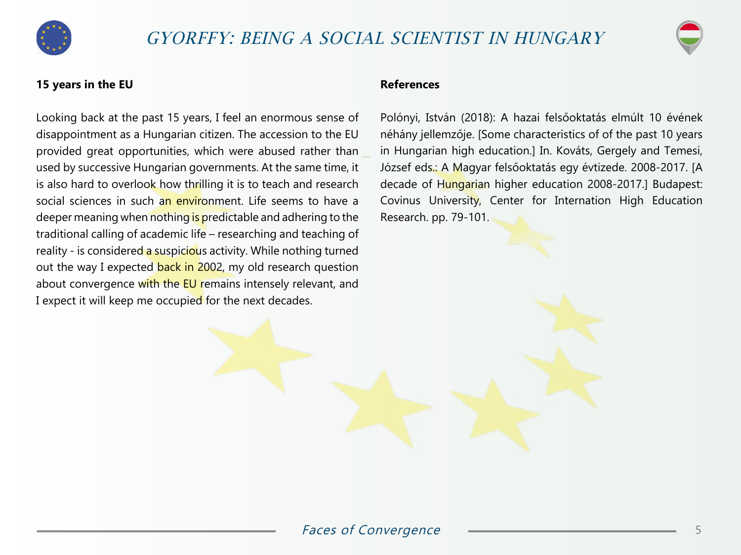### 15 years in the EU

Looking back at the past 15 years, I feel an enormous sense of disappointment as a Hungarian citizen. The accession to the EU provided great opportunities, which were abused rather than used by successive Hungarian governments. At the same time, it is also hard to overlook how thrilling it is to teach and research social sciences in such an environment. Life seems to have a deeper meaning when nothing is predictable and adhering to the traditional calling of academic life – researching and teaching of reality - is considered a suspicious activity. While nothing turned out the way I expected back in 2002, my old research question about convergence with the EU remains intensely relevant, and I expect it will keep me occupied for the next decades.

### References

Polónyi, István (2018): A hazai felsőoktatás elmúlt 10 évének néhány jellemzője. [Some characteristics of of the past 10 years in Hungarian high education.] In. Kováts, Gergely and Temesi, József eds.: A Magyar felsőoktatás egy évtizede. 2008-2017. [A decade of Hungarian higher education 2008-2017.] Budapest: Covinus University, Center for Internation High Education Research. pp. 79-101.